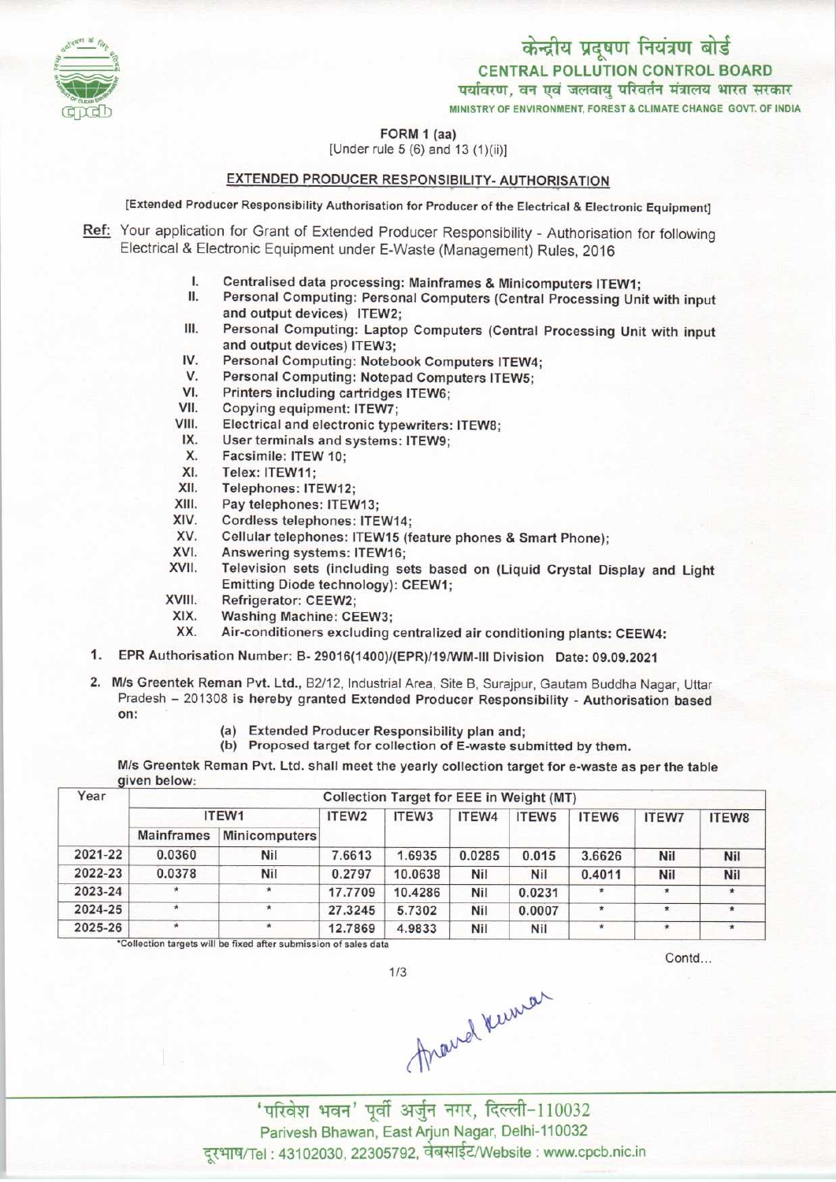केन्द्रीय प्रदूषण नियंत्रण बोर्ड

CENTRAL POLLUTION CONTROL BOARD

पर्यावरण, वन एवं जलवायु परिवर्तन मंत्रालय भारत सरकार

MINISTRY OF ENVIRONMENT, FOREST & CLIMATE CHANGE GOVT. OF INDIA

**FORM 1 (aa)**

[Under rule 5 (6) and 13 (1)(ii)]

**EXTENDED PRODUCER RESPONSIBILITY- AUTHORISATION**

[Extended Producer Responsibility Authorisation for Producer of the Electrical & Electronic Equipment]

**Ref:** Your application for Grant of Extended Producer Responsibility - Authorisation for following Electrical & Electronic Equipment under E-Waste (Management) Rules, 2016

I. Centralised data processing: Mainframes & Minicomputers ITEW1;
II. Personal Computing: Personal Computers (Central Processing Unit with input and output devices) ITEW2;
III. Personal Computing: Laptop Computers (Central Processing Unit with input and output devices) ITEW3;
IV. Personal Computing: Notebook Computers ITEW4;
V. Personal Computing: Notepad Computers ITEW5;
VI. Printers including cartridges ITEW6;
VII. Copying equipment: ITEW7;
VIII. Electrical and electronic typewriters: ITEW8;
IX. User terminals and systems: ITEW9;
X. Facsimile: ITEW 10;
XI. Telex: ITEW11;
XII. Telephones: ITEW12;
XIII. Pay telephones: ITEW13;
XIV. Cordless telephones: ITEW14;
XV. Cellular telephones: ITEW15 (feature phones & Smart Phone);
XVI. Answering systems: ITEW16;
XVII. Television sets (including sets based on (Liquid Crystal Display and Light Emitting Diode technology): CEEW1;
XVIII. Refrigerator: CEEW2;
XIX. Washing Machine: CEEW3;
XX. Air-conditioners excluding centralized air conditioning plants: CEEW4:

1. **EPR Authorisation Number:** B- 29016(1400)/(EPR)/19/WM-III Division **Date: 09.09.2021**

2. **M/s Greentek Reman Pvt. Ltd.,** B2/12, Industrial Area, Site B, Surajpur, Gautam Buddha Nagar, Uttar Pradesh – 201308 **is hereby granted Extended Producer Responsibility - Authorisation based on:**

   (a) Extended Producer Responsibility plan and;
   (b) Proposed target for collection of E-waste submitted by them.

M/s Greentek Reman Pvt. Ltd. shall meet the yearly collection target for e-waste as per the table given below:

| Year | Collection Target for EEE in Weight (MT) | | | | | | | | |
|---|---|---|---|---|---|---|---|---|---|
| | ITEW1 | | ITEW2 | ITEW3 | ITEW4 | ITEW5 | ITEW6 | ITEW7 | ITEW8 |
| | Mainframes | Minicomputers | | | | | | | |
| 2021-22 | 0.0360 | Nil | 7.6613 | 1.6935 | 0.0285 | 0.015 | 3.6626 | Nil | Nil |
| 2022-23 | 0.0378 | Nil | 0.2797 | 10.0638 | Nil | Nil | 0.4011 | Nil | Nil |
| 2023-24 | * | * | 17.7709 | 10.4286 | Nil | 0.0231 | * | * | * |
| 2024-25 | * | * | 27.3245 | 5.7302 | Nil | 0.0007 | * | * | * |
| 2025-26 | * | * | 12.7869 | 4.9833 | Nil | Nil | * | * | * |

*Collection targets will be fixed after submission of sales data

Contd...

'परिवेश भवन' पूर्वी अर्जुन नगर, दिल्ली-110032

Parivesh Bhawan, East Arjun Nagar, Delhi-110032

दूरभाष/Tel : 43102030, 22305792, वेबसाईट/Website : www.cpcb.nic.in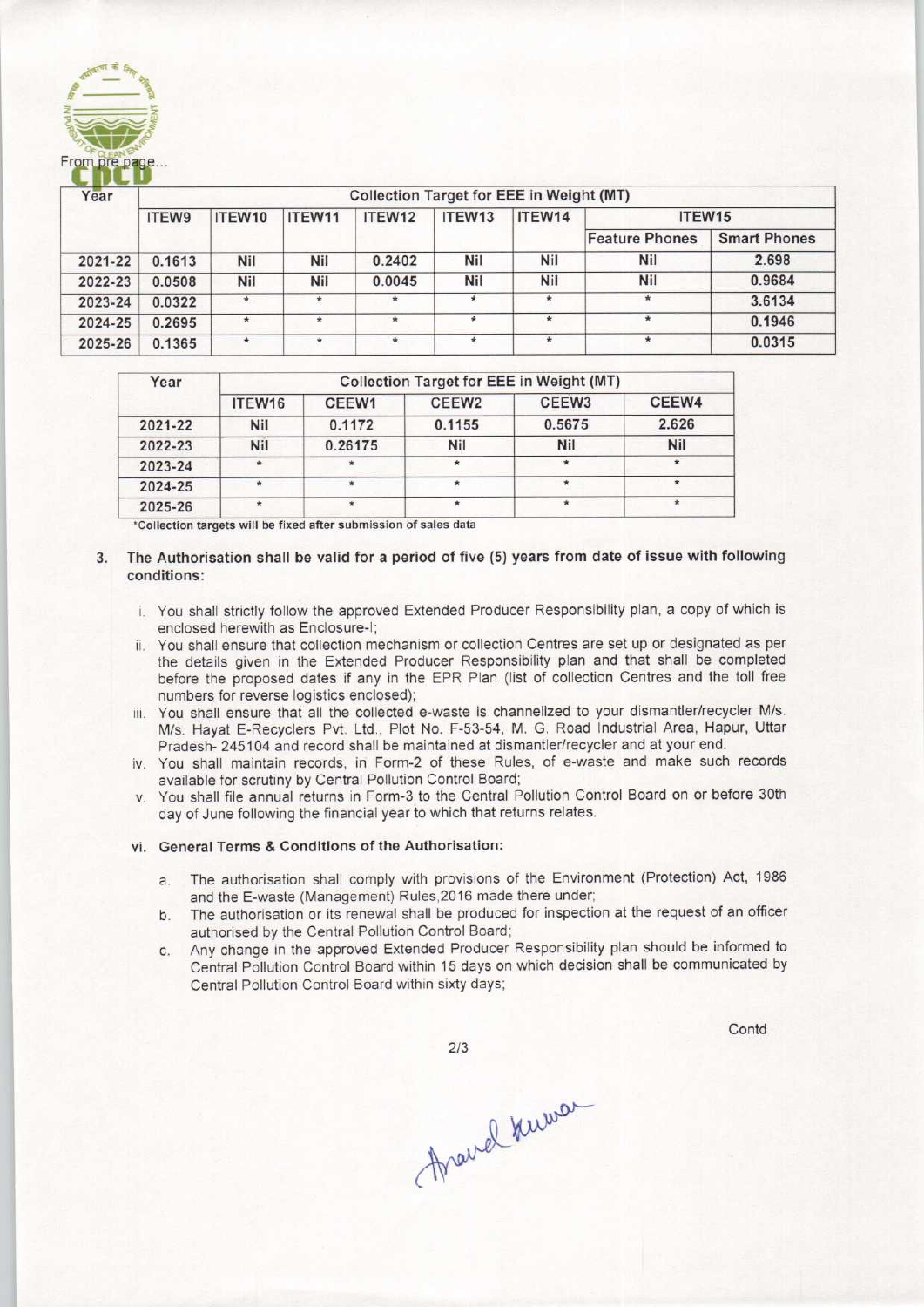From pre page...

| Year | Collection Target for EEE in Weight (MT) | | | | | | | |
|---|---|---|---|---|---|---|---|---|
| | ITEW9 | ITEW10 | ITEW11 | ITEW12 | ITEW13 | ITEW14 | ITEW15 | |
| | | | | | | | Feature Phones | Smart Phones |
| 2021-22 | 0.1613 | Nil | Nil | 0.2402 | Nil | Nil | Nil | 2.698 |
| 2022-23 | 0.0508 | Nil | Nil | 0.0045 | Nil | Nil | Nil | 0.9684 |
| 2023-24 | 0.0322 | * | * | * | * | * | * | 3.6134 |
| 2024-25 | 0.2695 | * | * | * | * | * | * | 0.1946 |
| 2025-26 | 0.1365 | * | * | * | * | * | * | 0.0315 |

| Year | Collection Target for EEE in Weight (MT) | | | | |
|---|---|---|---|---|---|
| | ITEW16 | CEEW1 | CEEW2 | CEEW3 | CEEW4 |
| 2021-22 | Nil | 0.1172 | 0.1155 | 0.5675 | 2.626 |
| 2022-23 | Nil | 0.26175 | Nil | Nil | Nil |
| 2023-24 | * | * | * | * | * |
| 2024-25 | * | * | * | * | * |
| 2025-26 | * | * | * | * | * |

*Collection targets will be fixed after submission of sales data

3. **The Authorisation shall be valid for a period of five (5) years from date of issue with following conditions:**

   i. You shall strictly follow the approved Extended Producer Responsibility plan, a copy of which is enclosed herewith as Enclosure-I;

   ii. You shall ensure that collection mechanism or collection Centres are set up or designated as per the details given in the Extended Producer Responsibility plan and that shall be completed before the proposed dates if any in the EPR Plan (list of collection Centres and the toll free numbers for reverse logistics enclosed);

   iii. You shall ensure that all the collected e-waste is channelized to your dismantler/recycler M/s. M/s. Hayat E-Recyclers Pvt. Ltd., Plot No. F-53-54, M. G. Road Industrial Area, Hapur, Uttar Pradesh- 245104 and record shall be maintained at dismantler/recycler and at your end.

   iv. You shall maintain records, in Form-2 of these Rules, of e-waste and make such records available for scrutiny by Central Pollution Control Board;

   v. You shall file annual returns in Form-3 to the Central Pollution Control Board on or before 30th day of June following the financial year to which that returns relates.

   vi. **General Terms & Conditions of the Authorisation:**

      a. The authorisation shall comply with provisions of the Environment (Protection) Act, 1986 and the E-waste (Management) Rules,2016 made there under;

      b. The authorisation or its renewal shall be produced for inspection at the request of an officer authorised by the Central Pollution Control Board;

      c. Any change in the approved Extended Producer Responsibility plan should be informed to Central Pollution Control Board within 15 days on which decision shall be communicated by Central Pollution Control Board within sixty days;

Contd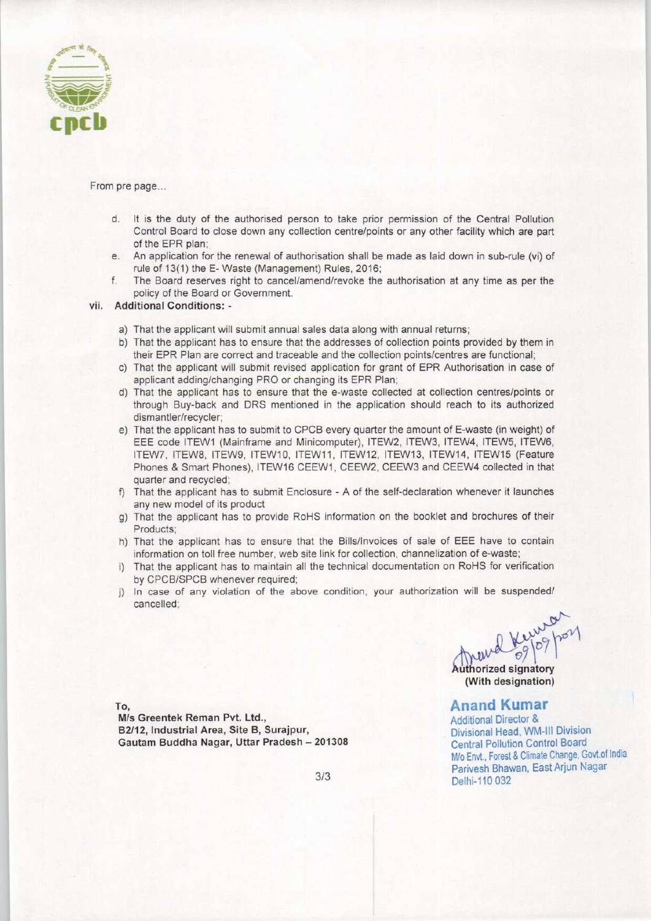From pre page...

d. It is the duty of the authorised person to take prior permission of the Central Pollution Control Board to close down any collection centre/points or any other facility which are part of the EPR plan;

e. An application for the renewal of authorisation shall be made as laid down in sub-rule (vi) of rule of 13(1) the E- Waste (Management) Rules, 2016;

f. The Board reserves right to cancel/amend/revoke the authorisation at any time as per the policy of the Board or Government.

vii. **Additional Conditions: -**

a) That the applicant will submit annual sales data along with annual returns;

b) That the applicant has to ensure that the addresses of collection points provided by them in their EPR Plan are correct and traceable and the collection points/centres are functional;

c) That the applicant will submit revised application for grant of EPR Authorisation in case of applicant adding/changing PRO or changing its EPR Plan;

d) That the applicant has to ensure that the e-waste collected at collection centres/points or through Buy-back and DRS mentioned in the application should reach to its authorized dismantler/recycler;

e) That the applicant has to submit to CPCB every quarter the amount of E-waste (in weight) of EEE code ITEW1 (Mainframe and Minicomputer), ITEW2, ITEW3, ITEW4, ITEW5, ITEW6, ITEW7, ITEW8, ITEW9, ITEW10, ITEW11, ITEW12, ITEW13, ITEW14, ITEW15 (Feature Phones & Smart Phones), ITEW16 CEEW1, CEEW2, CEEW3 and CEEW4 collected in that quarter and recycled;

f) That the applicant has to submit Enclosure - A of the self-declaration whenever it launches any new model of its product

g) That the applicant has to provide RoHS information on the booklet and brochures of their Products;

h) That the applicant has to ensure that the Bills/Invoices of sale of EEE have to contain information on toll free number, web site link for collection, channelization of e-waste;

i) That the applicant has to maintain all the technical documentation on RoHS for verification by CPCB/SPCB whenever required;

j) In case of any violation of the above condition, your authorization will be suspended/ cancelled;

Anand Kumar 09/09/2021

**Authorized signatory**
**(With designation)**

**Anand Kumar**
Additional Director &
Divisional Head, WM-III Division
Central Pollution Control Board
M/o Envt., Forest & Climate Change, Govt.of India
Parivesh Bhawan, East Arjun Nagar
Delhi-110 032

To,
**M/s Greentek Reman Pvt. Ltd.,**
**B2/12, Industrial Area, Site B, Surajpur,**
**Gautam Buddha Nagar, Uttar Pradesh – 201308**